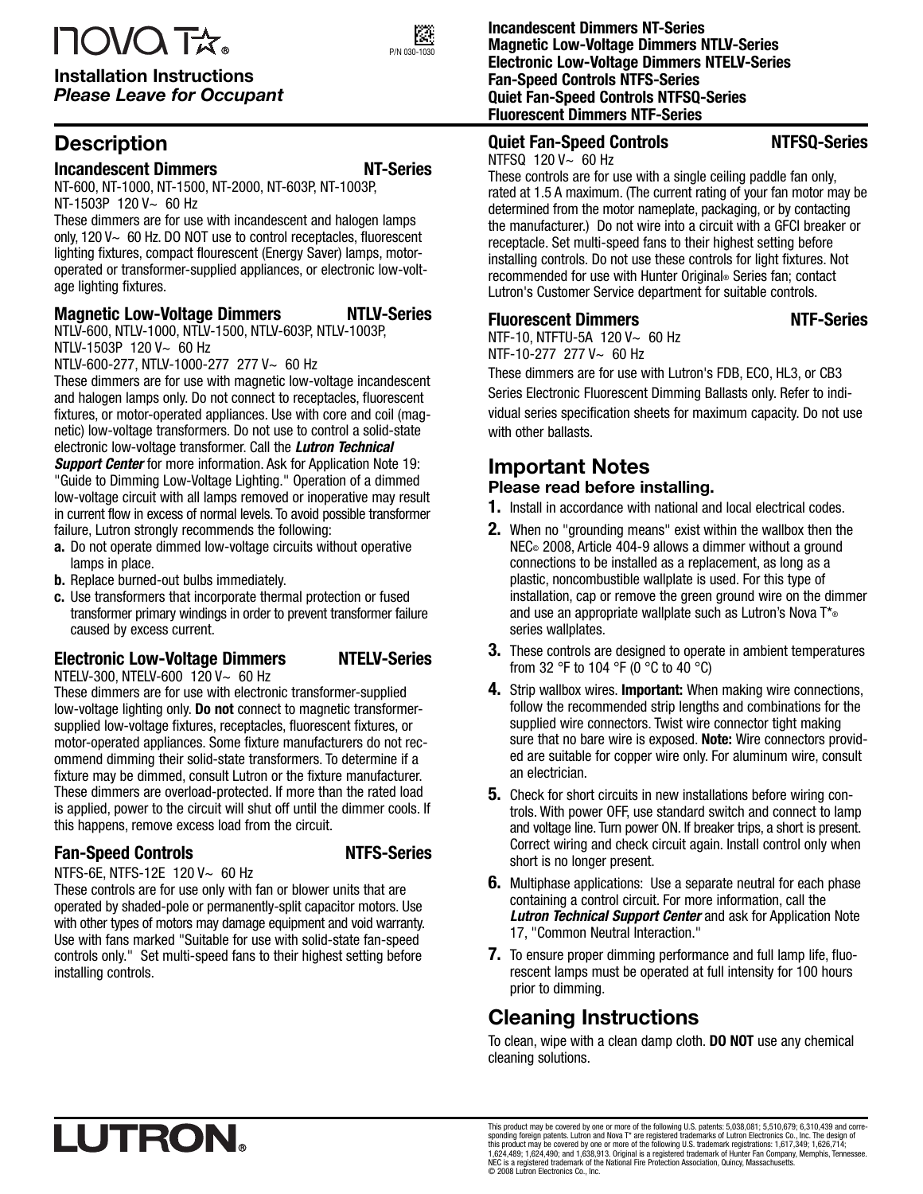# nova T*®

**Installation Instructions**
***Please Leave for Occupant***

P/N 030-1030

**Incandescent Dimmers NT-Series**
**Magnetic Low-Voltage Dimmers NTLV-Series**
**Electronic Low-Voltage Dimmers NTELV-Series**
**Fan-Speed Controls NTFS-Series**
**Quiet Fan-Speed Controls NTFSQ-Series**
**Fluorescent Dimmers NTF-Series**

## Description

### Incandescent Dimmers NT-Series

NT-600, NT-1000, NT-1500, NT-2000, NT-603P, NT-1003P, NT-1503P 120 V~ 60 Hz

These dimmers are for use with incandescent and halogen lamps only, 120 V~ 60 Hz. DO NOT use to control receptacles, fluorescent lighting fixtures, compact flourescent (Energy Saver) lamps, motor-operated or transformer-supplied appliances, or electronic low-voltage lighting fixtures.

### Magnetic Low-Voltage Dimmers NTLV-Series

NTLV-600, NTLV-1000, NTLV-1500, NTLV-603P, NTLV-1003P, NTLV-1503P 120 V~ 60 Hz
NTLV-600-277, NTLV-1000-277 277 V~ 60 Hz

These dimmers are for use with magnetic low-voltage incandescent and halogen lamps only. Do not connect to receptacles, fluorescent fixtures, or motor-operated appliances. Use with core and coil (magnetic) low-voltage transformers. Do not use to control a solid-state electronic low-voltage transformer. Call the ***Lutron Technical Support Center*** for more information. Ask for Application Note 19: "Guide to Dimming Low-Voltage Lighting." Operation of a dimmed low-voltage circuit with all lamps removed or inoperative may result in current flow in excess of normal levels. To avoid possible transformer failure, Lutron strongly recommends the following:

a. Do not operate dimmed low-voltage circuits without operative lamps in place.
b. Replace burned-out bulbs immediately.
c. Use transformers that incorporate thermal protection or fused transformer primary windings in order to prevent transformer failure caused by excess current.

### Electronic Low-Voltage Dimmers NTELV-Series

NTELV-300, NTELV-600 120 V~ 60 Hz

These dimmers are for use with electronic transformer-supplied low-voltage lighting only. **Do not** connect to magnetic transformer-supplied low-voltage fixtures, receptacles, fluorescent fixtures, or motor-operated appliances. Some fixture manufacturers do not recommend dimming their solid-state transformers. To determine if a fixture may be dimmed, consult Lutron or the fixture manufacturer. These dimmers are overload-protected. If more than the rated load is applied, power to the circuit will shut off until the dimmer cools. If this happens, remove excess load from the circuit.

### Fan-Speed Controls NTFS-Series

NTFS-6E, NTFS-12E 120 V~ 60 Hz

These controls are for use only with fan or blower units that are operated by shaded-pole or permanently-split capacitor motors. Use with other types of motors may damage equipment and void warranty. Use with fans marked "Suitable for use with solid-state fan-speed controls only." Set multi-speed fans to their highest setting before installing controls.

### Quiet Fan-Speed Controls NTFSQ-Series

NTFSQ 120 V~ 60 Hz

These controls are for use with a single ceiling paddle fan only, rated at 1.5 A maximum. (The current rating of your fan motor may be determined from the motor nameplate, packaging, or by contacting the manufacturer.) Do not wire into a circuit with a GFCI breaker or receptacle. Set multi-speed fans to their highest setting before installing controls. Do not use these controls for light fixtures. Not recommended for use with Hunter Original® Series fan; contact Lutron's Customer Service department for suitable controls.

### Fluorescent Dimmers NTF-Series

NTF-10, NTFTU-5A 120 V~ 60 Hz
NTF-10-277 277 V~ 60 Hz

These dimmers are for use with Lutron's FDB, ECO, HL3, or CB3 Series Electronic Fluorescent Dimming Ballasts only. Refer to individual series specification sheets for maximum capacity. Do not use with other ballasts.

## Important Notes

**Please read before installing.**

1. Install in accordance with national and local electrical codes.
2. When no "grounding means" exist within the wallbox then the NEC® 2008, Article 404-9 allows a dimmer without a ground connections to be installed as a replacement, as long as a plastic, noncombustible wallplate is used. For this type of installation, cap or remove the green ground wire on the dimmer and use an appropriate wallplate such as Lutron's Nova T*® series wallplates.
3. These controls are designed to operate in ambient temperatures from 32 °F to 104 °F (0 °C to 40 °C)
4. Strip wallbox wires. **Important:** When making wire connections, follow the recommended strip lengths and combinations for the supplied wire connectors. Twist wire connector tight making sure that no bare wire is exposed. **Note:** Wire connectors provided are suitable for copper wire only. For aluminum wire, consult an electrician.
5. Check for short circuits in new installations before wiring controls. With power OFF, use standard switch and connect to lamp and voltage line. Turn power ON. If breaker trips, a short is present. Correct wiring and check circuit again. Install control only when short is no longer present.
6. Multiphase applications: Use a separate neutral for each phase containing a control circuit. For more information, call the ***Lutron Technical Support Center*** and ask for Application Note 17, "Common Neutral Interaction."
7. To ensure proper dimming performance and full lamp life, fluorescent lamps must be operated at full intensity for 100 hours prior to dimming.

## Cleaning Instructions

To clean, wipe with a clean damp cloth. **DO NOT** use any chemical cleaning solutions.

**LUTRON®**

This product may be covered by one or more of the following U.S. patents: 5,038,081; 5,510,679; 6,310,439 and corresponding foreign patents. Lutron and Nova T* are registered trademarks of Lutron Electronics Co., Inc. The design of this product may be covered by one or more of the following U.S. trademark registrations: 1,617,349; 1,626,714; 1,624,489; 1,624,490; and 1,638,913. Original is a registered trademark of Hunter Fan Company, Memphis, Tennessee. NEC is a registered trademark of the National Fire Protection Association, Quincy, Massachusetts.
© 2008 Lutron Electronics Co., Inc.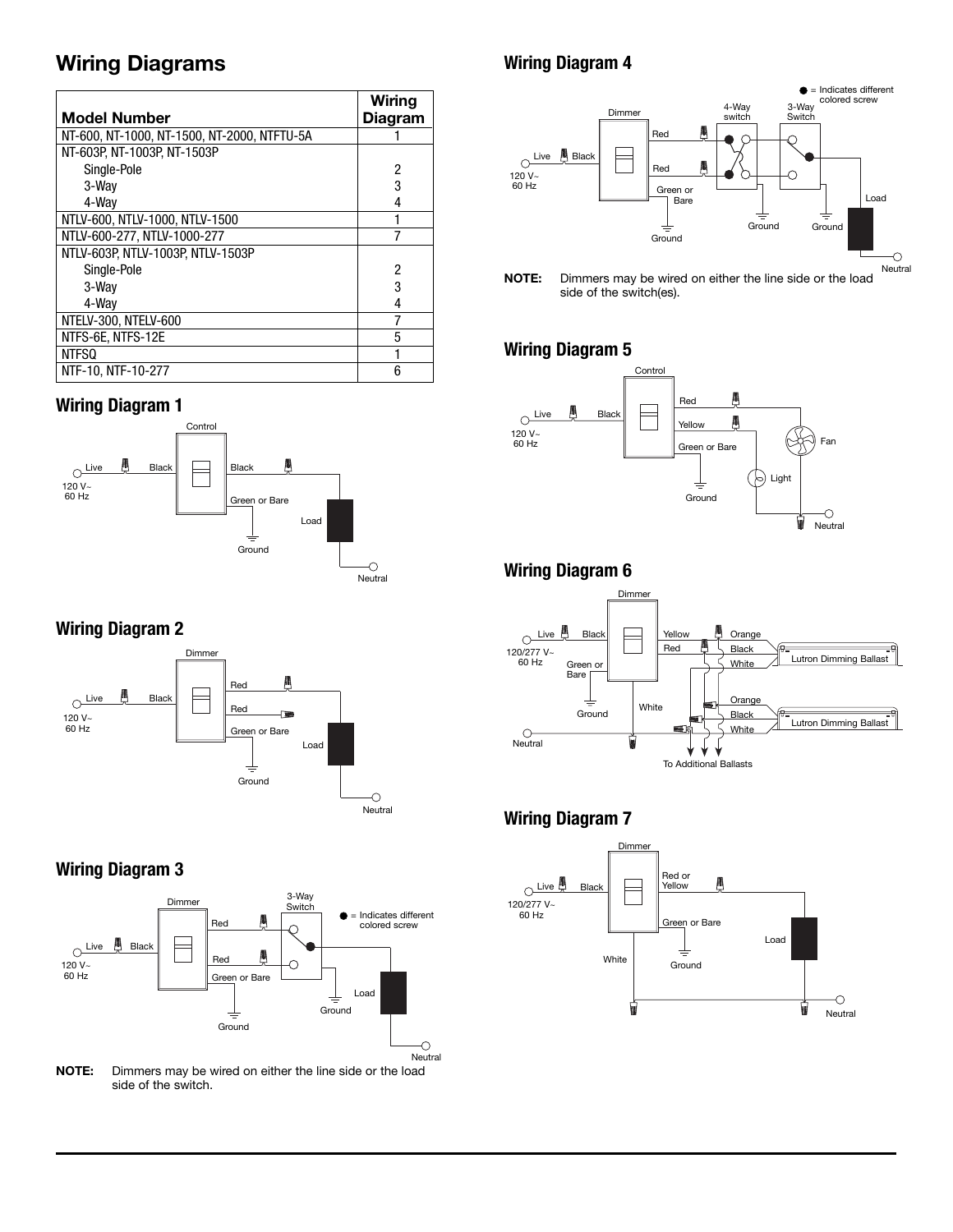# Wiring Diagrams

| Model Number | Wiring Diagram |
|---|---|
| NT-600, NT-1000, NT-1500, NT-2000, NTFTU-5A | 1 |
| NT-603P, NT-1003P, NT-1503P | |
| Single-Pole | 2 |
| 3-Way | 3 |
| 4-Way | 4 |
| NTLV-600, NTLV-1000, NTLV-1500 | 1 |
| NTLV-600-277, NTLV-1000-277 | 7 |
| NTLV-603P, NTLV-1003P, NTLV-1503P | |
| Single-Pole | 2 |
| 3-Way | 3 |
| 4-Way | 4 |
| NTELV-300, NTELV-600 | 7 |
| NTFS-6E, NTFS-12E | 5 |
| NTFSQ | 1 |
| NTF-10, NTF-10-277 | 6 |

## Wiring Diagram 1

Control — Live 120 V~ 60 Hz — Black — Black — Green or Bare — Ground — Load — Neutral

## Wiring Diagram 2

Dimmer — Live 120 V~ 60 Hz — Black — Red — Red — Green or Bare — Ground — Load — Neutral

## Wiring Diagram 3

Dimmer — 3-Way Switch — ● = Indicates different colored screw — Live 120 V~ 60 Hz — Black — Red — Red — Green or Bare — Ground — Ground — Load — Neutral

**NOTE:** Dimmers may be wired on either the line side or the load side of the switch.

## Wiring Diagram 4

Dimmer — 4-Way switch — 3-Way Switch — ● = Indicates different colored screw — Live 120 V~ 60 Hz — Black — Red — Red — Green or Bare — Ground — Ground — Ground — Load — Neutral

**NOTE:** Dimmers may be wired on either the line side or the load side of the switch(es).

## Wiring Diagram 5

Control — Live 120 V~ 60 Hz — Black — Red — Yellow — Green or Bare — Ground — Fan — Light — Neutral

## Wiring Diagram 6

Dimmer — Live 120/277 V~ 60 Hz — Black — Green or Bare — Ground — Yellow — Red — White — Orange — Black — White — Lutron Dimming Ballast — Orange — Black — White — Lutron Dimming Ballast — Neutral — To Additional Ballasts

## Wiring Diagram 7

Dimmer — Live 120/277 V~ 60 Hz — Black — Red or Yellow — Green or Bare — Ground — White — Load — Neutral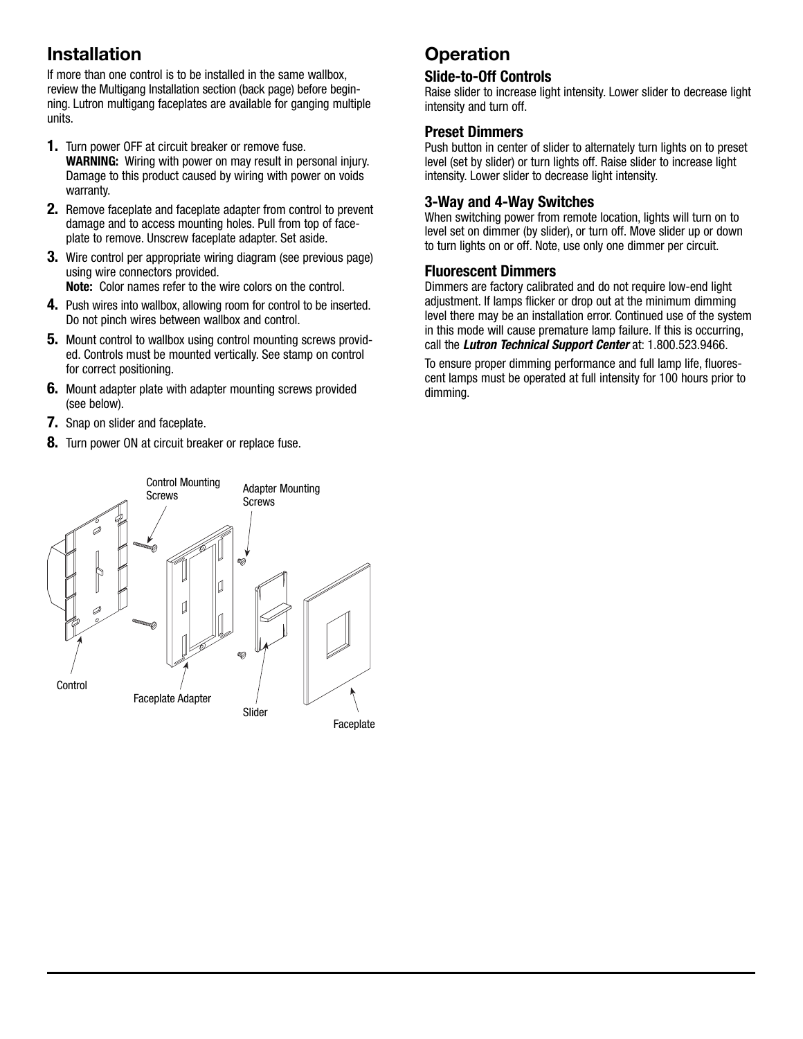## Installation

If more than one control is to be installed in the same wallbox, review the Multigang Installation section (back page) before beginning. Lutron multigang faceplates are available for ganging multiple units.

1. Turn power OFF at circuit breaker or remove fuse.
   **WARNING:** Wiring with power on may result in personal injury. Damage to this product caused by wiring with power on voids warranty.
2. Remove faceplate and faceplate adapter from control to prevent damage and to access mounting holes. Pull from top of faceplate to remove. Unscrew faceplate adapter. Set aside.
3. Wire control per appropriate wiring diagram (see previous page) using wire connectors provided.
   **Note:** Color names refer to the wire colors on the control.
4. Push wires into wallbox, allowing room for control to be inserted. Do not pinch wires between wallbox and control.
5. Mount control to wallbox using control mounting screws provided. Controls must be mounted vertically. See stamp on control for correct positioning.
6. Mount adapter plate with adapter mounting screws provided (see below).
7. Snap on slider and faceplate.
8. Turn power ON at circuit breaker or replace fuse.

Control Mounting Screws

Adapter Mounting Screws

Control

Faceplate Adapter

Slider

Faceplate

## Operation

### Slide-to-Off Controls

Raise slider to increase light intensity. Lower slider to decrease light intensity and turn off.

### Preset Dimmers

Push button in center of slider to alternately turn lights on to preset level (set by slider) or turn lights off. Raise slider to increase light intensity. Lower slider to decrease light intensity.

### 3-Way and 4-Way Switches

When switching power from remote location, lights will turn on to level set on dimmer (by slider), or turn off. Move slider up or down to turn lights on or off. Note, use only one dimmer per circuit.

### Fluorescent Dimmers

Dimmers are factory calibrated and do not require low-end light adjustment. If lamps flicker or drop out at the minimum dimming level there may be an installation error. Continued use of the system in this mode will cause premature lamp failure. If this is occurring, call the ***Lutron Technical Support Center*** at: 1.800.523.9466.

To ensure proper dimming performance and full lamp life, fluorescent lamps must be operated at full intensity for 100 hours prior to dimming.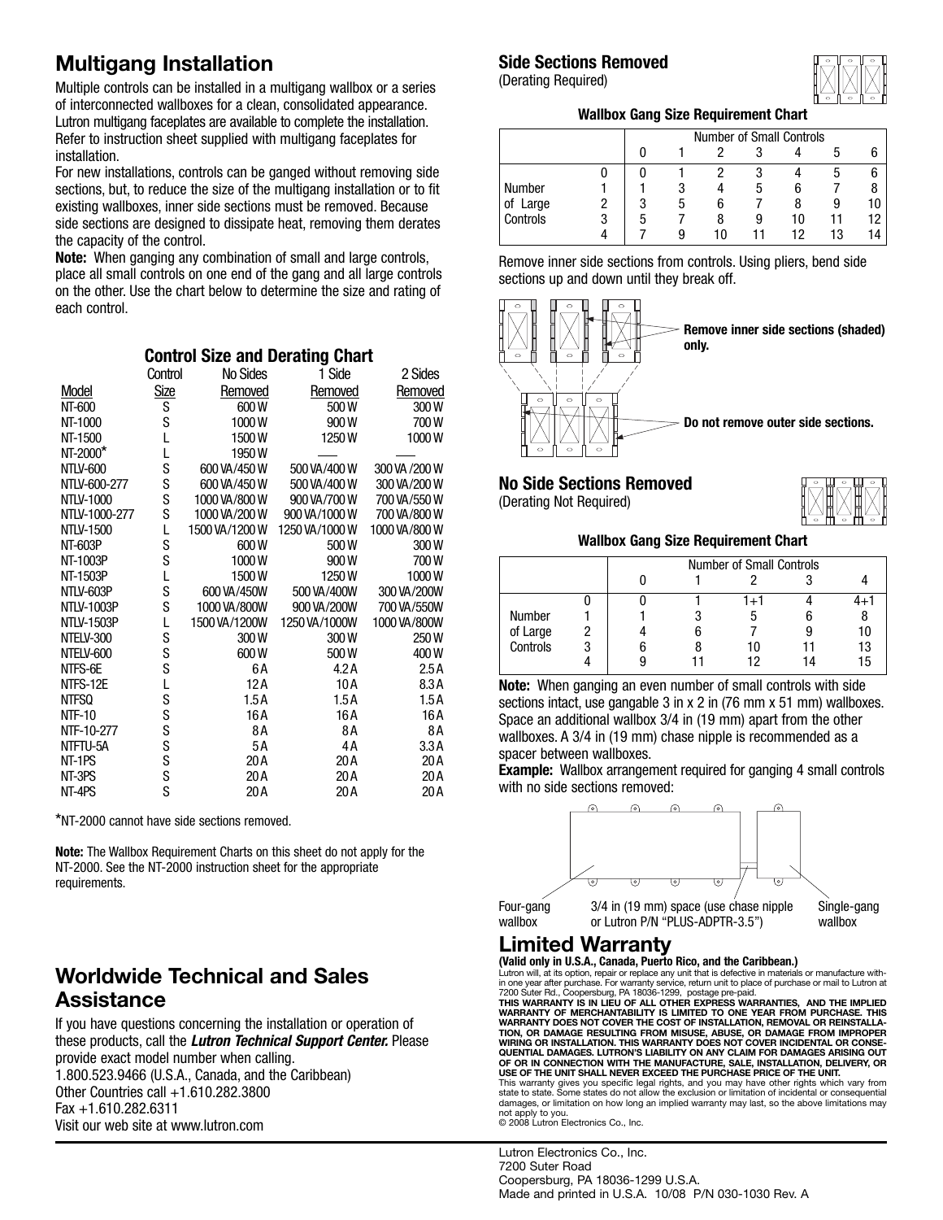## Multigang Installation

Multiple controls can be installed in a multigang wallbox or a series of interconnected wallboxes for a clean, consolidated appearance. Lutron multigang faceplates are available to complete the installation. Refer to instruction sheet supplied with multigang faceplates for installation.

For new installations, controls can be ganged without removing side sections, but, to reduce the size of the multigang installation or to fit existing wallboxes, inner side sections must be removed. Because side sections are designed to dissipate heat, removing them derates the capacity of the control.

**Note:** When ganging any combination of small and large controls, place all small controls on one end of the gang and all large controls on the other. Use the chart below to determine the size and rating of each control.

### Control Size and Derating Chart

| Model | Control Size | No Sides Removed | 1 Side Removed | 2 Sides Removed |
|---|---|---|---|---|
| NT-600 | S | 600 W | 500 W | 300 W |
| NT-1000 | S | 1000 W | 900 W | 700 W |
| NT-1500 | L | 1500 W | 1250 W | 1000 W |
| NT-2000* | L | 1950 W | ___ | ___ |
| NTLV-600 | S | 600 VA/450 W | 500 VA/400 W | 300 VA /200 W |
| NTLV-600-277 | S | 600 VA/450 W | 500 VA/400 W | 300 VA/200 W |
| NTLV-1000 | S | 1000 VA/800 W | 900 VA/700 W | 700 VA/550 W |
| NTLV-1000-277 | S | 1000 VA/200 W | 900 VA/1000 W | 700 VA/800 W |
| NTLV-1500 | L | 1500 VA/1200 W | 1250 VA/1000 W | 1000 VA/800 W |
| NT-603P | S | 600 W | 500 W | 300 W |
| NT-1003P | S | 1000 W | 900 W | 700 W |
| NT-1503P | L | 1500 W | 1250 W | 1000 W |
| NTLV-603P | S | 600 VA/450W | 500 VA/400W | 300 VA/200W |
| NTLV-1003P | S | 1000 VA/800W | 900 VA/200W | 700 VA/550W |
| NTLV-1503P | L | 1500 VA/1200W | 1250 VA/1000W | 1000 VA/800W |
| NTELV-300 | S | 300 W | 300 W | 250 W |
| NTELV-600 | S | 600 W | 500 W | 400 W |
| NTFS-6E | S | 6 A | 4.2 A | 2.5 A |
| NTFS-12E | L | 12 A | 10 A | 8.3 A |
| NTFSQ | S | 1.5 A | 1.5 A | 1.5 A |
| NTF-10 | S | 16 A | 16 A | 16 A |
| NTF-10-277 | S | 8 A | 8 A | 8 A |
| NTFTU-5A | S | 5 A | 4 A | 3.3 A |
| NT-1PS | S | 20 A | 20 A | 20 A |
| NT-3PS | S | 20 A | 20 A | 20 A |
| NT-4PS | S | 20 A | 20 A | 20 A |

*NT-2000 cannot have side sections removed.

**Note:** The Wallbox Requirement Charts on this sheet do not apply for the NT-2000. See the NT-2000 instruction sheet for the appropriate requirements.

### Side Sections Removed
(Derating Required)

**Wallbox Gang Size Requirement Chart**

| | | Number of Small Controls | | | | | | |
|---|---|---|---|---|---|---|---|---|
| | | 0 | 1 | 2 | 3 | 4 | 5 | 6 |
| Number of Large Controls | 0 | 0 | 1 | 2 | 3 | 4 | 5 | 6 |
| | 1 | 1 | 3 | 4 | 5 | 6 | 7 | 8 |
| | 2 | 3 | 5 | 6 | 7 | 8 | 9 | 10 |
| | 3 | 5 | 7 | 8 | 9 | 10 | 11 | 12 |
| | 4 | 7 | 9 | 10 | 11 | 12 | 13 | 14 |

Remove inner side sections from controls. Using pliers, bend side sections up and down until they break off.

**Remove inner side sections (shaded) only.**

**Do not remove outer side sections.**

### No Side Sections Removed
(Derating Not Required)

**Wallbox Gang Size Requirement Chart**

| | | Number of Small Controls | | | | |
|---|---|---|---|---|---|---|
| | | 0 | 1 | 2 | 3 | 4 |
| Number of Large Controls | 0 | 0 | 1 | 1+1 | 4 | 4+1 |
| | 1 | 1 | 3 | 5 | 6 | 8 |
| | 2 | 4 | 6 | 7 | 9 | 10 |
| | 3 | 6 | 8 | 10 | 11 | 13 |
| | 4 | 9 | 11 | 12 | 14 | 15 |

**Note:** When ganging an even number of small controls with side sections intact, use gangable 3 in x 2 in (76 mm x 51 mm) wallboxes. Space an additional wallbox 3/4 in (19 mm) apart from the other wallboxes. A 3/4 in (19 mm) chase nipple is recommended as a spacer between wallboxes.

**Example:** Wallbox arrangement required for ganging 4 small controls with no side sections removed:

Four-gang wallbox

3/4 in (19 mm) space (use chase nipple or Lutron P/N "PLUS-ADPTR-3.5")

Single-gang wallbox

## Worldwide Technical and Sales Assistance

If you have questions concerning the installation or operation of these products, call the ***Lutron Technical Support Center.*** Please provide exact model number when calling.
1.800.523.9466 (U.S.A., Canada, and the Caribbean)
Other Countries call +1.610.282.3800
Fax +1.610.282.6311
Visit our web site at www.lutron.com

## Limited Warranty

**(Valid only in U.S.A., Canada, Puerto Rico, and the Caribbean.)**

Lutron will, at its option, repair or replace any unit that is defective in materials or manufacture within one year after purchase. For warranty service, return unit to place of purchase or mail to Lutron at 7200 Suter Rd., Coopersburg, PA 18036-1299, postage pre-paid.

**THIS WARRANTY IS IN LIEU OF ALL OTHER EXPRESS WARRANTIES, AND THE IMPLIED WARRANTY OF MERCHANTABILITY IS LIMITED TO ONE YEAR FROM PURCHASE. THIS WARRANTY DOES NOT COVER THE COST OF INSTALLATION, REMOVAL OR REINSTALLATION, OR DAMAGE RESULTING FROM MISUSE, ABUSE, OR DAMAGE FROM IMPROPER WIRING OR INSTALLATION. THIS WARRANTY DOES NOT COVER INCIDENTAL OR CONSEQUENTIAL DAMAGES. LUTRON'S LIABILITY ON ANY CLAIM FOR DAMAGES ARISING OUT OF OR IN CONNECTION WITH THE MANUFACTURE, SALE, INSTALLATION, DELIVERY, OR USE OF THE UNIT SHALL NEVER EXCEED THE PURCHASE PRICE OF THE UNIT.**

This warranty gives you specific legal rights, and you may have other rights which vary from state to state. Some states do not allow the exclusion or limitation of incidental or consequential damages, or limitation on how long an implied warranty may last, so the above limitations may not apply to you.

© 2008 Lutron Electronics Co., Inc.

Lutron Electronics Co., Inc.
7200 Suter Road
Coopersburg, PA 18036-1299 U.S.A.
Made and printed in U.S.A. 10/08 P/N 030-1030 Rev. A